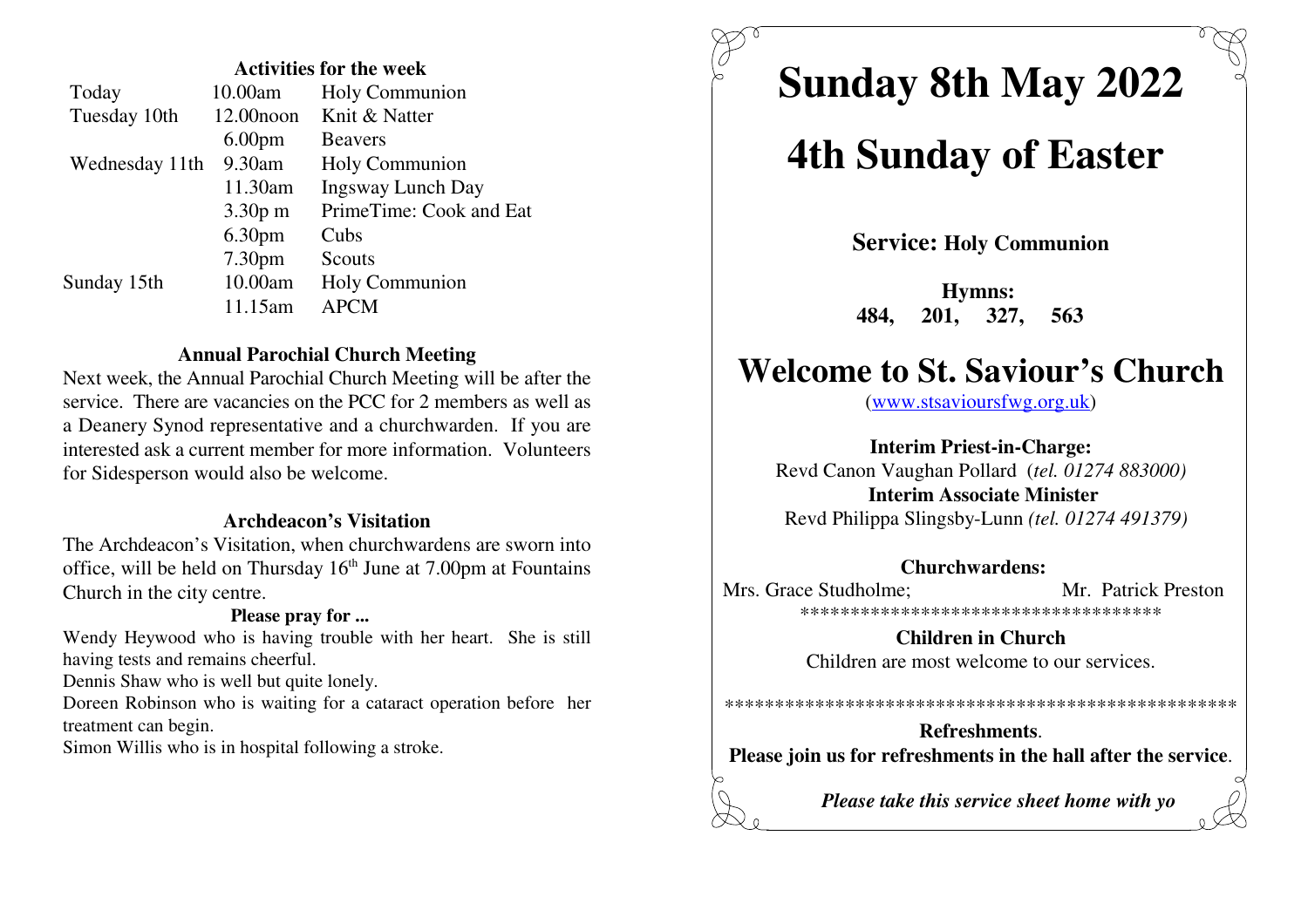### Activities for the week

| | | |
|---|---|---|
| Today | 10.00am | Holy Communion |
| Tuesday 10th | 12.00noon | Knit & Natter |
| | 6.00pm | Beavers |
| Wednesday 11th | 9.30am | Holy Communion |
| | 11.30am | Ingsway Lunch Day |
| | 3.30p m | PrimeTime: Cook and Eat |
| | 6.30pm | Cubs |
| | 7.30pm | Scouts |
| Sunday 15th | 10.00am | Holy Communion |
| | 11.15am | APCM |

### Annual Parochial Church Meeting

Next week, the Annual Parochial Church Meeting will be after the service. There are vacancies on the PCC for 2 members as well as a Deanery Synod representative and a churchwarden. If you are interested ask a current member for more information. Volunteers for Sidesperson would also be welcome.

### Archdeacon's Visitation

The Archdeacon's Visitation, when churchwardens are sworn into office, will be held on Thursday 16th June at 7.00pm at Fountains Church in the city centre.

**Please pray for ...**

Wendy Heywood who is having trouble with her heart. She is still having tests and remains cheerful.

Dennis Shaw who is well but quite lonely.

Doreen Robinson who is waiting for a cataract operation before her treatment can begin.

Simon Willis who is in hospital following a stroke.

# Sunday 8th May 2022

# 4th Sunday of Easter

**Service: Holy Communion**

**Hymns:**
**484, 201, 327, 563**

# Welcome to St. Saviour's Church

(www.stsavioursfwg.org.uk)

**Interim Priest-in-Charge:**
Revd Canon Vaughan Pollard (*tel. 01274 883000)*
**Interim Associate Minister**
Revd Philippa Slingsby-Lunn *(tel. 01274 491379)*

**Churchwardens:**
Mrs. Grace Studholme; Mr. Patrick Preston

\*\*\*\*\*\*\*\*\*\*\*\*\*\*\*\*\*\*\*\*\*\*\*\*\*\*\*\*\*\*\*\*\*\*\*\*\*

**Children in Church**
Children are most welcome to our services.

\*\*\*\*\*\*\*\*\*\*\*\*\*\*\*\*\*\*\*\*\*\*\*\*\*\*\*\*\*\*\*\*\*\*\*\*\*\*\*\*\*\*\*\*\*\*\*\*\*\*\*\*\*

**Refreshments**.
**Please join us for refreshments in the hall after the service**.

***Please take this service sheet home with yo***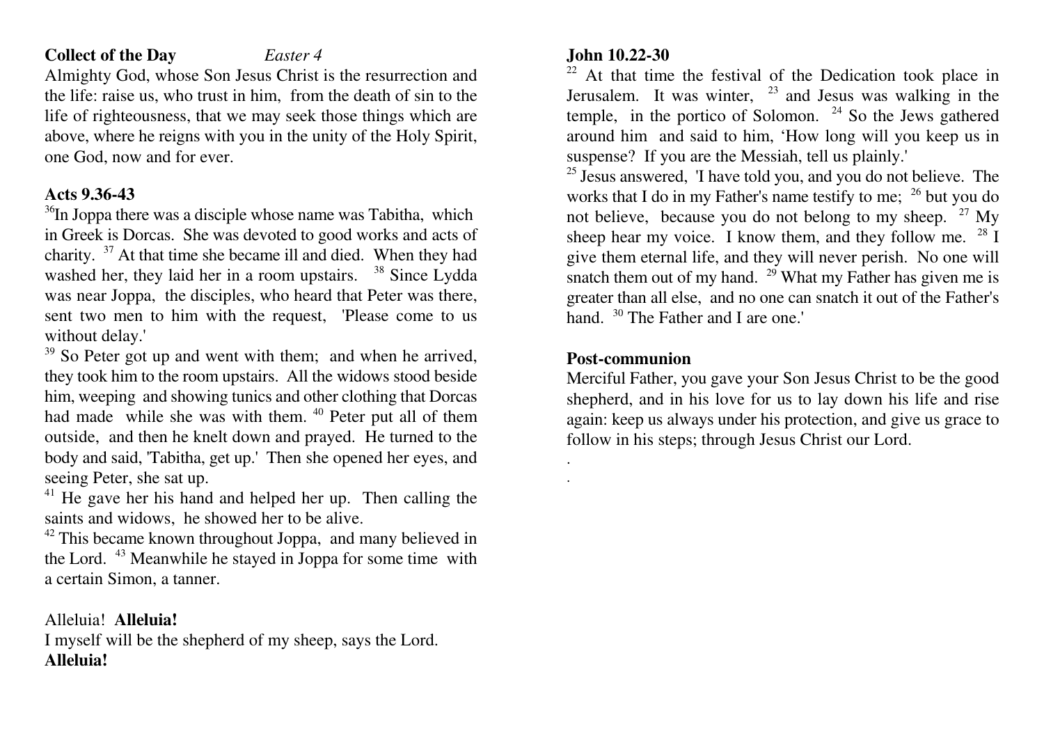**Collect of the Day** *Easter 4*

Almighty God, whose Son Jesus Christ is the resurrection and the life: raise us, who trust in him, from the death of sin to the life of righteousness, that we may seek those things which are above, where he reigns with you in the unity of the Holy Spirit, one God, now and for ever.

**Acts 9.36-43**

[36]In Joppa there was a disciple whose name was Tabitha, which in Greek is Dorcas. She was devoted to good works and acts of charity. [37] At that time she became ill and died. When they had washed her, they laid her in a room upstairs. [38] Since Lydda was near Joppa, the disciples, who heard that Peter was there, sent two men to him with the request, 'Please come to us without delay.'

[39] So Peter got up and went with them; and when he arrived, they took him to the room upstairs. All the widows stood beside him, weeping and showing tunics and other clothing that Dorcas had made while she was with them. [40] Peter put all of them outside, and then he knelt down and prayed. He turned to the body and said, 'Tabitha, get up.' Then she opened her eyes, and seeing Peter, she sat up.

[41] He gave her his hand and helped her up. Then calling the saints and widows, he showed her to be alive.

[42] This became known throughout Joppa, and many believed in the Lord. [43] Meanwhile he stayed in Joppa for some time with a certain Simon, a tanner.

Alleluia! **Alleluia!**

I myself will be the shepherd of my sheep, says the Lord.

**Alleluia!**

**John 10.22-30**

[22] At that time the festival of the Dedication took place in Jerusalem. It was winter, [23] and Jesus was walking in the temple, in the portico of Solomon. [24] So the Jews gathered around him and said to him, 'How long will you keep us in suspense? If you are the Messiah, tell us plainly.'

[25] Jesus answered, 'I have told you, and you do not believe. The works that I do in my Father's name testify to me; [26] but you do not believe, because you do not belong to my sheep. [27] My sheep hear my voice. I know them, and they follow me. [28] I give them eternal life, and they will never perish. No one will snatch them out of my hand. [29] What my Father has given me is greater than all else, and no one can snatch it out of the Father's hand. [30] The Father and I are one.'

**Post-communion**

Merciful Father, you gave your Son Jesus Christ to be the good shepherd, and in his love for us to lay down his life and rise again: keep us always under his protection, and give us grace to follow in his steps; through Jesus Christ our Lord.